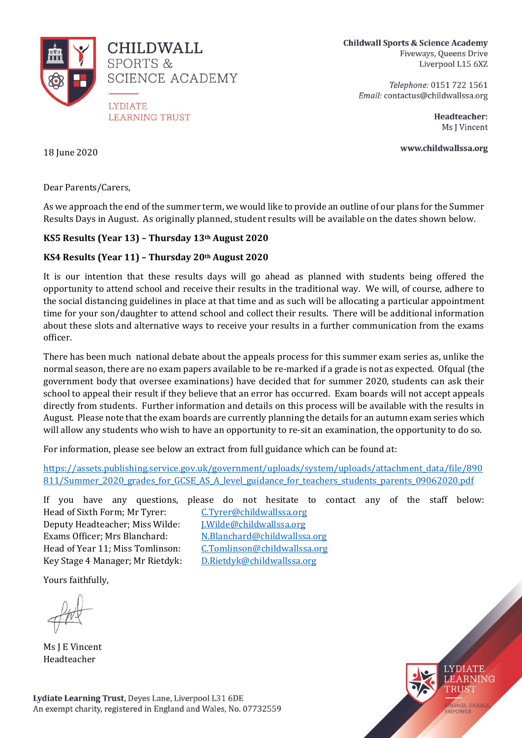**CHILDWALL SPORTS & SCIENCE ACADEMY**

LYDIATE LEARNING TRUST

**Childwall Sports & Science Academy**
Fiveways, Queens Drive
Liverpool L15 6XZ

*Telephone:* 0151 722 1561
*Email:* contactus@childwallssa.org

**Headteacher:**
Ms J Vincent

**www.childwallssa.org**

18 June 2020

Dear Parents/Carers,

As we approach the end of the summer term, we would like to provide an outline of our plans for the Summer Results Days in August. As originally planned, student results will be available on the dates shown below.

**KS5 Results (Year 13) – Thursday 13th August 2020**

**KS4 Results (Year 11) – Thursday 20th August 2020**

It is our intention that these results days will go ahead as planned with students being offered the opportunity to attend school and receive their results in the traditional way. We will, of course, adhere to the social distancing guidelines in place at that time and as such will be allocating a particular appointment time for your son/daughter to attend school and collect their results. There will be additional information about these slots and alternative ways to receive your results in a further communication from the exams officer.

There has been much national debate about the appeals process for this summer exam series as, unlike the normal season, there are no exam papers available to be re-marked if a grade is not as expected. Ofqual (the government body that oversee examinations) have decided that for summer 2020, students can ask their school to appeal their result if they believe that an error has occurred. Exam boards will not accept appeals directly from students. Further information and details on this process will be available with the results in August. Please note that the exam boards are currently planning the details for an autumn exam series which will allow any students who wish to have an opportunity to re-sit an examination, the opportunity to do so.

For information, please see below an extract from full guidance which can be found at:

https://assets.publishing.service.gov.uk/government/uploads/system/uploads/attachment_data/file/890811/Summer_2020_grades_for_GCSE_AS_A_level_guidance_for_teachers_students_parents_09062020.pdf

If you have any questions, please do not hesitate to contact any of the staff below:

| | |
|---|---|
| Head of Sixth Form; Mr Tyrer: | C.Tyrer@childwallssa.org |
| Deputy Headteacher; Miss Wilde: | J.Wilde@childwallssa.org |
| Exams Officer; Mrs Blanchard: | N.Blanchard@childwallssa.org |
| Head of Year 11; Miss Tomlinson: | C.Tomlinson@childwallssa.org |
| Key Stage 4 Manager; Mr Rietdyk: | D.Rietdyk@childwallssa.org |

Yours faithfully,

Ms J E Vincent
Headteacher

**Lydiate Learning Trust**, Deyes Lane, Liverpool L31 6DE
An exempt charity, registered in England and Wales, No. 07732559

LYDIATE LEARNING TRUST
ENGAGE, ENABLE, EMPOWER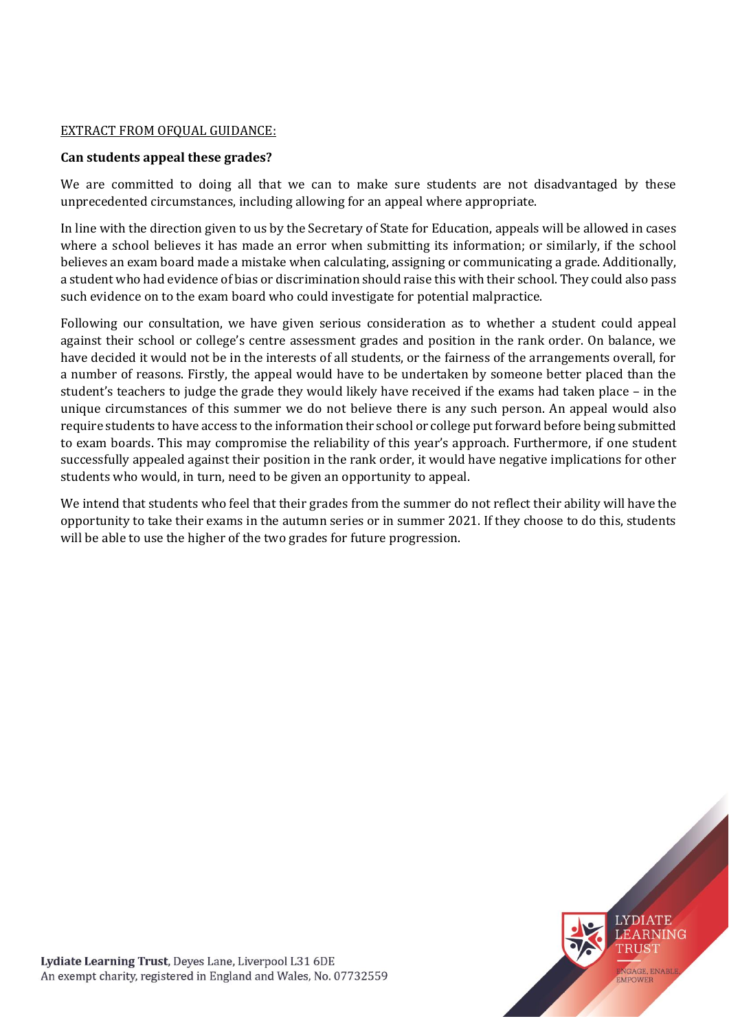EXTRACT FROM OFQUAL GUIDANCE:

**Can students appeal these grades?**

We are committed to doing all that we can to make sure students are not disadvantaged by these unprecedented circumstances, including allowing for an appeal where appropriate.

In line with the direction given to us by the Secretary of State for Education, appeals will be allowed in cases where a school believes it has made an error when submitting its information; or similarly, if the school believes an exam board made a mistake when calculating, assigning or communicating a grade. Additionally, a student who had evidence of bias or discrimination should raise this with their school. They could also pass such evidence on to the exam board who could investigate for potential malpractice.

Following our consultation, we have given serious consideration as to whether a student could appeal against their school or college's centre assessment grades and position in the rank order. On balance, we have decided it would not be in the interests of all students, or the fairness of the arrangements overall, for a number of reasons. Firstly, the appeal would have to be undertaken by someone better placed than the student's teachers to judge the grade they would likely have received if the exams had taken place – in the unique circumstances of this summer we do not believe there is any such person. An appeal would also require students to have access to the information their school or college put forward before being submitted to exam boards. This may compromise the reliability of this year's approach. Furthermore, if one student successfully appealed against their position in the rank order, it would have negative implications for other students who would, in turn, need to be given an opportunity to appeal.

We intend that students who feel that their grades from the summer do not reflect their ability will have the opportunity to take their exams in the autumn series or in summer 2021. If they choose to do this, students will be able to use the higher of the two grades for future progression.